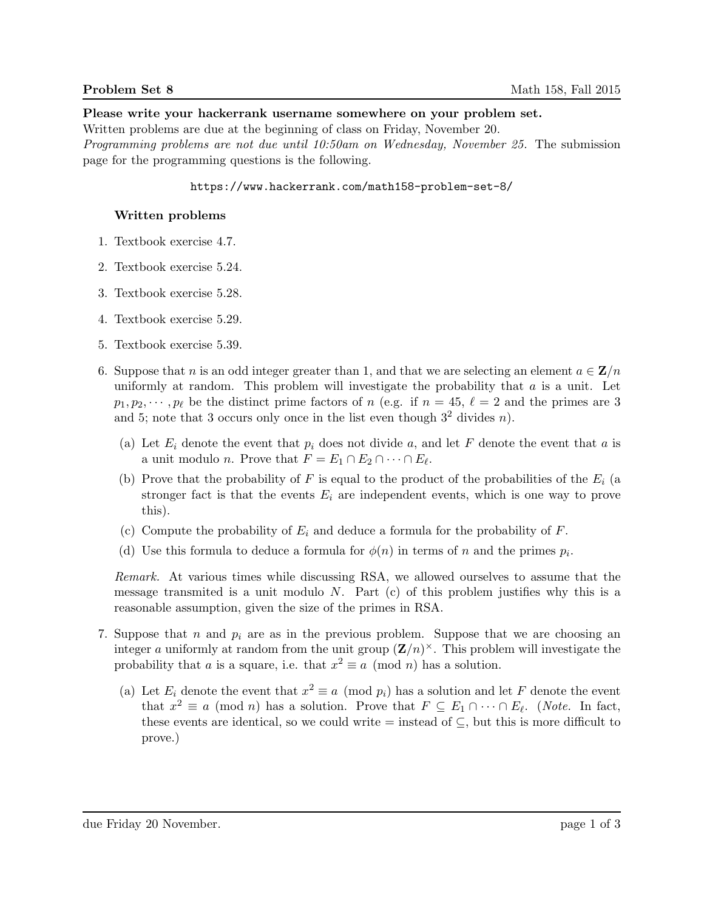**Problem Set 8** Math 158, Fall 2015

**Please write your hackerrank username somewhere on your problem set.**
Written problems are due at the beginning of class on Friday, November 20.
*Programming problems are not due until 10:50am on Wednesday, November 25.* The submission page for the programming questions is the following.

```
https://www.hackerrank.com/math158-problem-set-8/
```

### Written problems

1. Textbook exercise 4.7.
2. Textbook exercise 5.24.
3. Textbook exercise 5.28.
4. Textbook exercise 5.29.
5. Textbook exercise 5.39.
6. Suppose that $n$ is an odd integer greater than 1, and that we are selecting an element $a \in \mathbf{Z}/n$ uniformly at random. This problem will investigate the probability that $a$ is a unit. Let $p_1, p_2, \cdots, p_\ell$ be the distinct prime factors of $n$ (e.g. if $n = 45$, $\ell = 2$ and the primes are 3 and 5; note that 3 occurs only once in the list even though $3^2$ divides $n$).

   (a) Let $E_i$ denote the event that $p_i$ does not divide $a$, and let $F$ denote the event that $a$ is a unit modulo $n$. Prove that $F = E_1 \cap E_2 \cap \cdots \cap E_\ell$.

   (b) Prove that the probability of $F$ is equal to the product of the probabilities of the $E_i$ (a stronger fact is that the events $E_i$ are independent events, which is one way to prove this).

   (c) Compute the probability of $E_i$ and deduce a formula for the probability of $F$.

   (d) Use this formula to deduce a formula for $\phi(n)$ in terms of $n$ and the primes $p_i$.

   *Remark.* At various times while discussing RSA, we allowed ourselves to assume that the message transmited is a unit modulo $N$. Part (c) of this problem justifies why this is a reasonable assumption, given the size of the primes in RSA.

7. Suppose that $n$ and $p_i$ are as in the previous problem. Suppose that we are choosing an integer $a$ uniformly at random from the unit group $(\mathbf{Z}/n)^\times$. This problem will investigate the probability that $a$ is a square, i.e. that $x^2 \equiv a \pmod{n}$ has a solution.

   (a) Let $E_i$ denote the event that $x^2 \equiv a \pmod{p_i}$ has a solution and let $F$ denote the event that $x^2 \equiv a \pmod{n}$ has a solution. Prove that $F \subseteq E_1 \cap \cdots \cap E_\ell$. (*Note.* In fact, these events are identical, so we could write $=$ instead of $\subseteq$, but this is more difficult to prove.)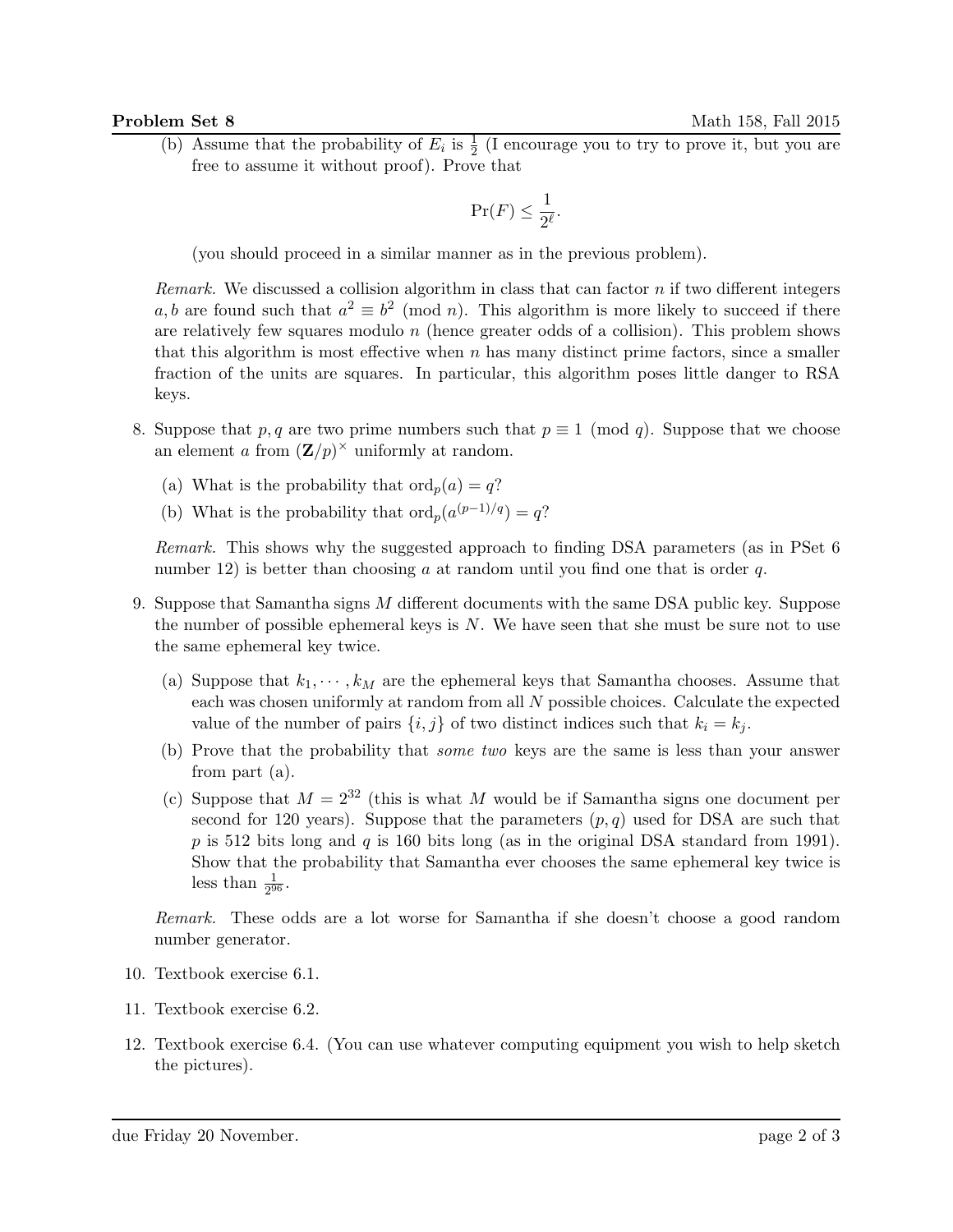(b) Assume that the probability of $E_i$ is $\frac{1}{2}$ (I encourage you to try to prove it, but you are free to assume it without proof). Prove that

$$\Pr(F) \leq \frac{1}{2^\ell}.$$

(you should proceed in a similar manner as in the previous problem).

*Remark.* We discussed a collision algorithm in class that can factor $n$ if two different integers $a, b$ are found such that $a^2 \equiv b^2 \pmod{n}$. This algorithm is more likely to succeed if there are relatively few squares modulo $n$ (hence greater odds of a collision). This problem shows that this algorithm is most effective when $n$ has many distinct prime factors, since a smaller fraction of the units are squares. In particular, this algorithm poses little danger to RSA keys.

8. Suppose that $p, q$ are two prime numbers such that $p \equiv 1 \pmod{q}$. Suppose that we choose an element $a$ from $(\mathbf{Z}/p)^\times$ uniformly at random.

   (a) What is the probability that $\operatorname{ord}_p(a) = q$?

   (b) What is the probability that $\operatorname{ord}_p(a^{(p-1)/q}) = q$?

   *Remark.* This shows why the suggested approach to finding DSA parameters (as in PSet 6 number 12) is better than choosing $a$ at random until you find one that is order $q$.

9. Suppose that Samantha signs $M$ different documents with the same DSA public key. Suppose the number of possible ephemeral keys is $N$. We have seen that she must be sure not to use the same ephemeral key twice.

   (a) Suppose that $k_1, \cdots, k_M$ are the ephemeral keys that Samantha chooses. Assume that each was chosen uniformly at random from all $N$ possible choices. Calculate the expected value of the number of pairs $\{i, j\}$ of two distinct indices such that $k_i = k_j$.

   (b) Prove that the probability that *some two* keys are the same is less than your answer from part (a).

   (c) Suppose that $M = 2^{32}$ (this is what $M$ would be if Samantha signs one document per second for 120 years). Suppose that the parameters $(p, q)$ used for DSA are such that $p$ is 512 bits long and $q$ is 160 bits long (as in the original DSA standard from 1991). Show that the probability that Samantha ever chooses the same ephemeral key twice is less than $\frac{1}{2^{96}}$.

   *Remark.* These odds are a lot worse for Samantha if she doesn't choose a good random number generator.

10. Textbook exercise 6.1.

11. Textbook exercise 6.2.

12. Textbook exercise 6.4. (You can use whatever computing equipment you wish to help sketch the pictures).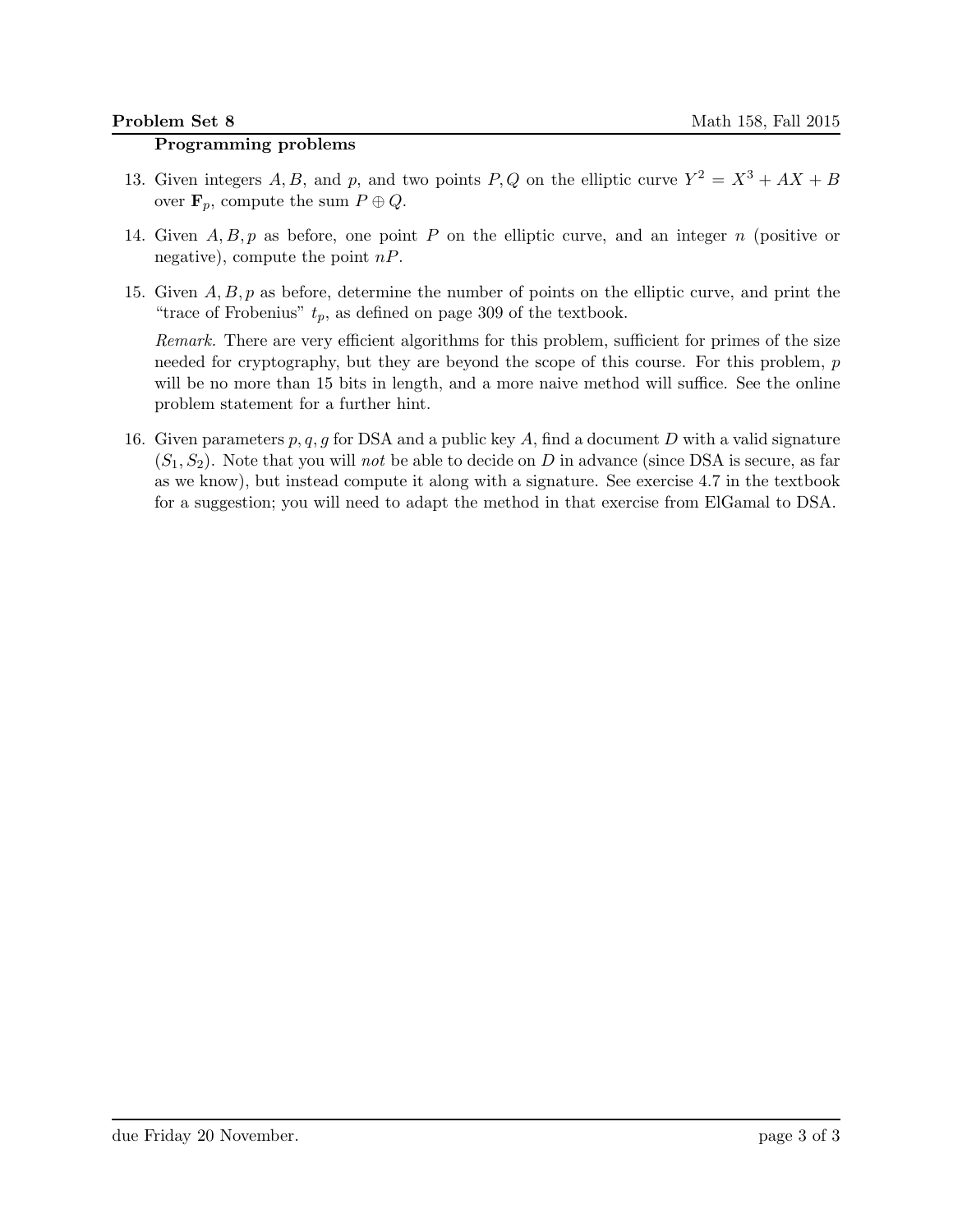**Programming problems**

13. Given integers $A, B$, and $p$, and two points $P, Q$ on the elliptic curve $Y^2 = X^3 + AX + B$ over $\mathbf{F}_p$, compute the sum $P \oplus Q$.

14. Given $A, B, p$ as before, one point $P$ on the elliptic curve, and an integer $n$ (positive or negative), compute the point $nP$.

15. Given $A, B, p$ as before, determine the number of points on the elliptic curve, and print the "trace of Frobenius" $t_p$, as defined on page 309 of the textbook.

    *Remark.* There are very efficient algorithms for this problem, sufficient for primes of the size needed for cryptography, but they are beyond the scope of this course. For this problem, $p$ will be no more than 15 bits in length, and a more naive method will suffice. See the online problem statement for a further hint.

16. Given parameters $p, q, g$ for DSA and a public key $A$, find a document $D$ with a valid signature $(S_1, S_2)$. Note that you will *not* be able to decide on $D$ in advance (since DSA is secure, as far as we know), but instead compute it along with a signature. See exercise 4.7 in the textbook for a suggestion; you will need to adapt the method in that exercise from ElGamal to DSA.